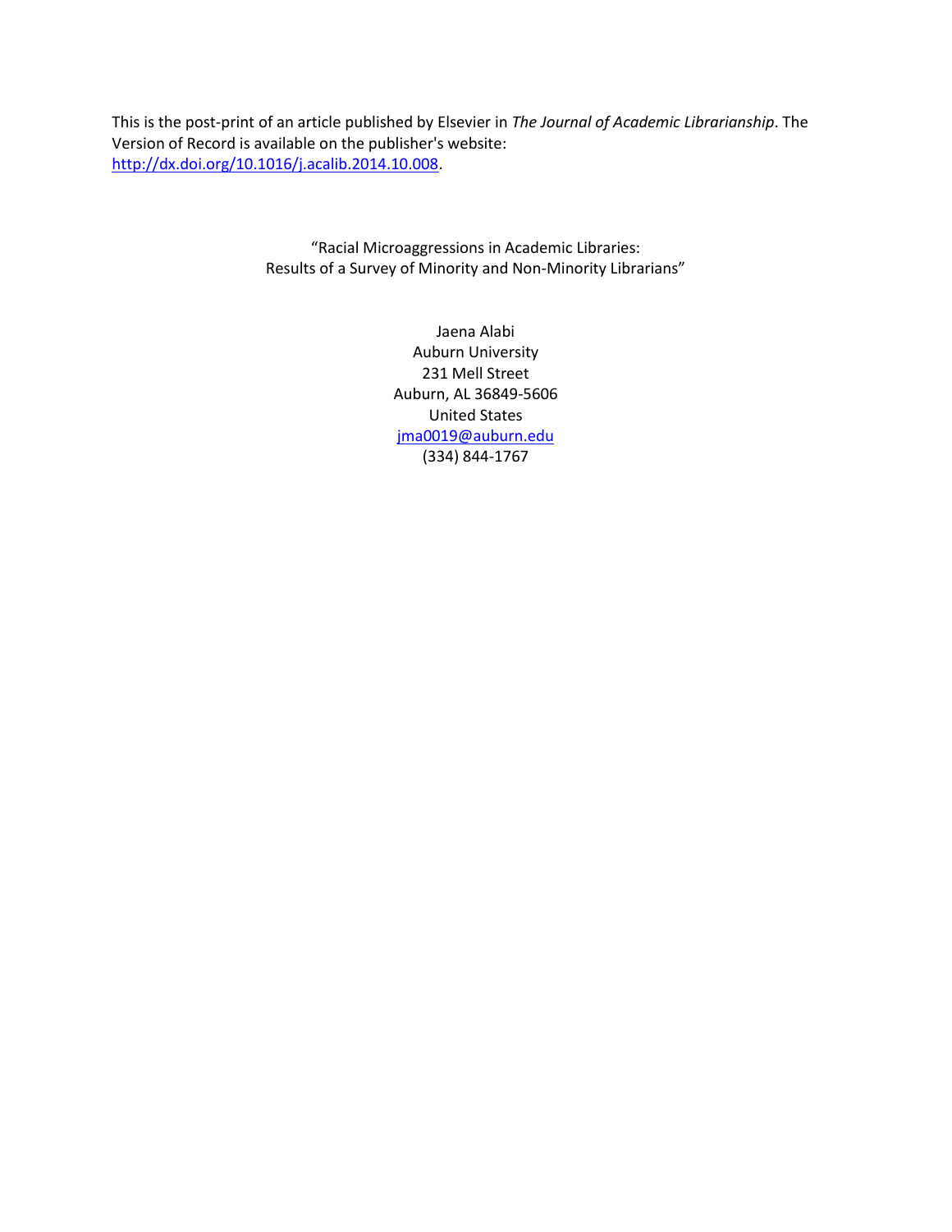This is the post-print of an article published by Elsevier in *The Journal of Academic Librarianship*. The Version of Record is available on the publisher's website: http://dx.doi.org/10.1016/j.acalib.2014.10.008.

"Racial Microaggressions in Academic Libraries:
Results of a Survey of Minority and Non-Minority Librarians"

Jaena Alabi
Auburn University
231 Mell Street
Auburn, AL 36849-5606
United States
jma0019@auburn.edu
(334) 844-1767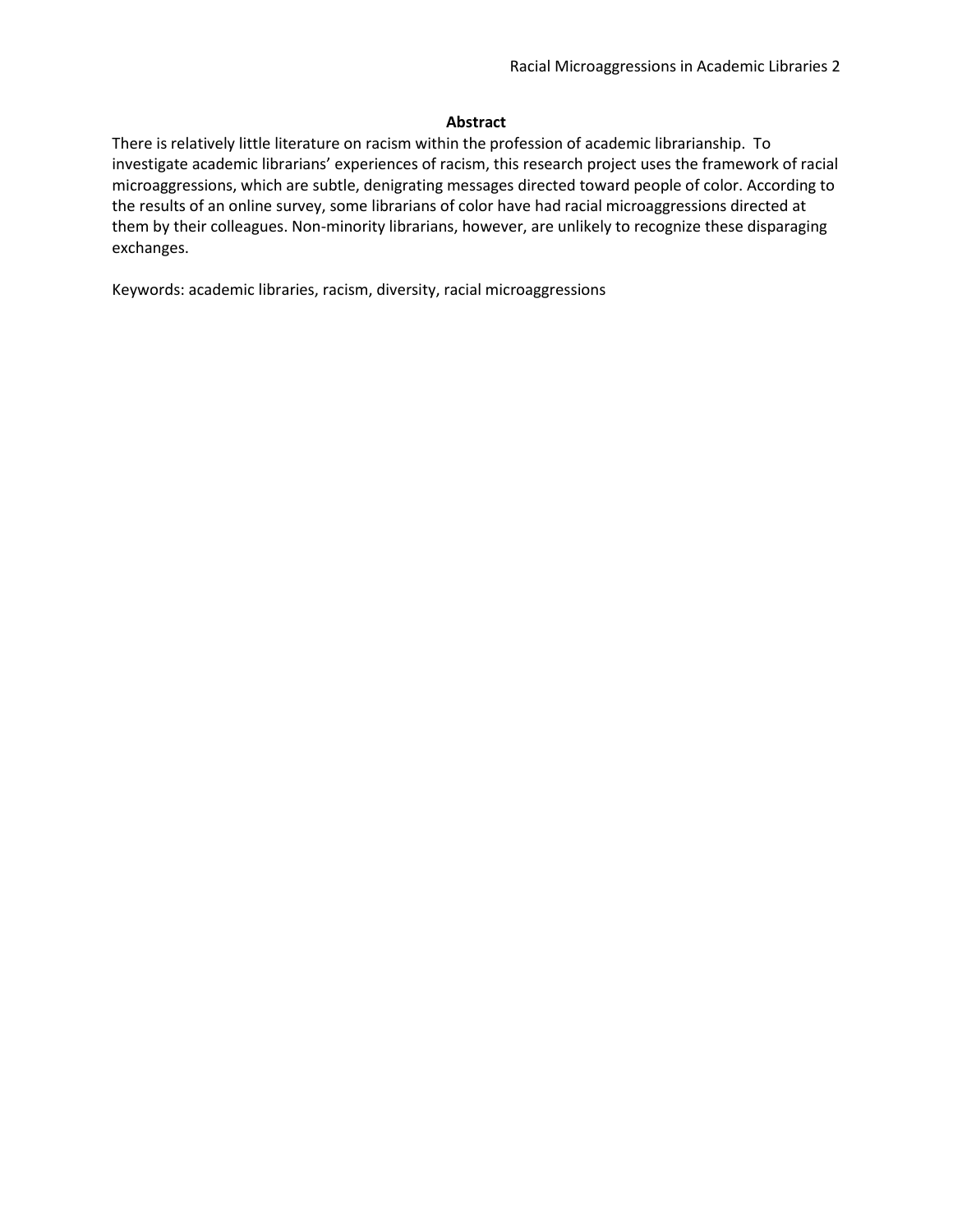## Abstract

There is relatively little literature on racism within the profession of academic librarianship. To investigate academic librarians' experiences of racism, this research project uses the framework of racial microaggressions, which are subtle, denigrating messages directed toward people of color. According to the results of an online survey, some librarians of color have had racial microaggressions directed at them by their colleagues. Non-minority librarians, however, are unlikely to recognize these disparaging exchanges.

Keywords: academic libraries, racism, diversity, racial microaggressions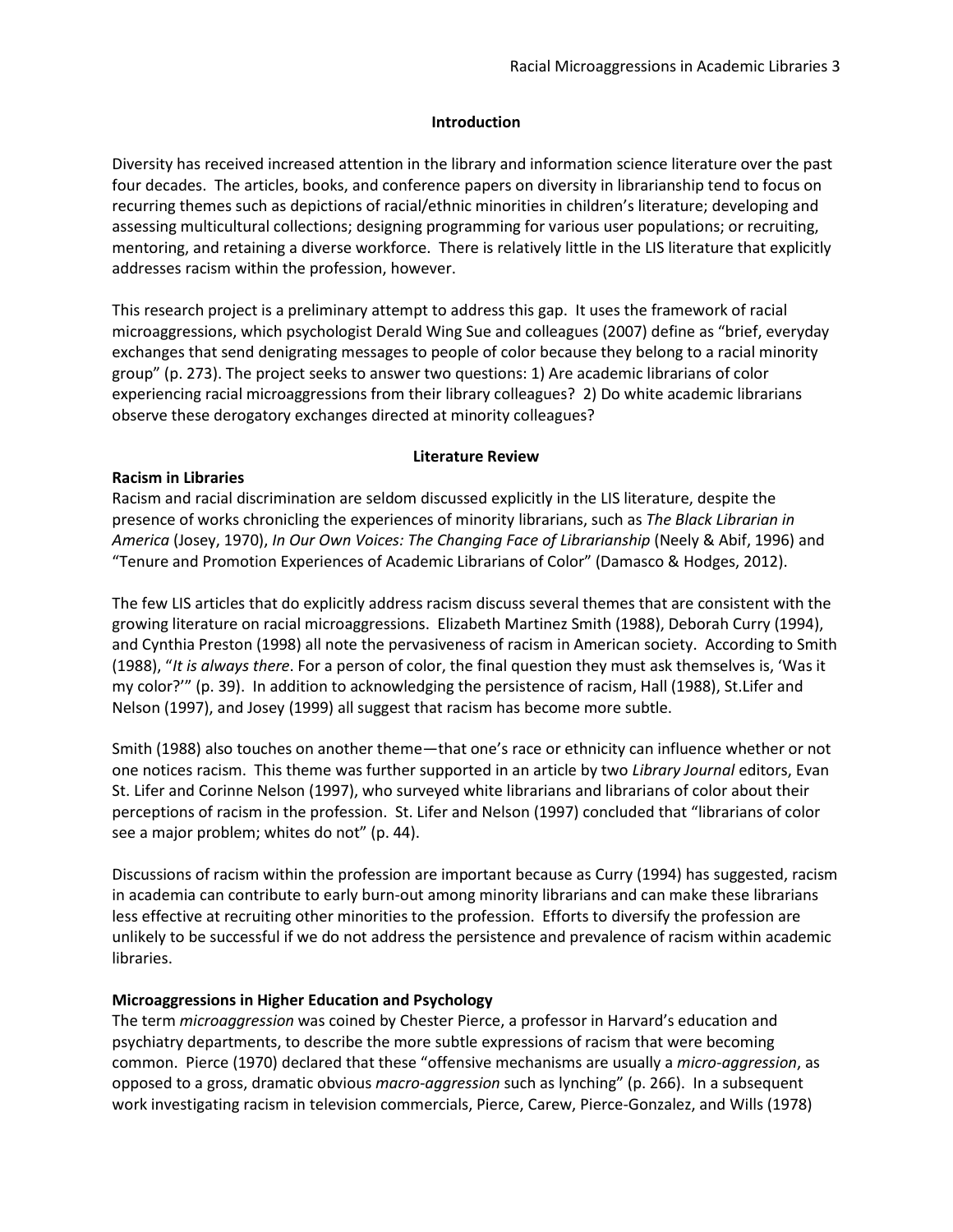## Introduction

Diversity has received increased attention in the library and information science literature over the past four decades. The articles, books, and conference papers on diversity in librarianship tend to focus on recurring themes such as depictions of racial/ethnic minorities in children's literature; developing and assessing multicultural collections; designing programming for various user populations; or recruiting, mentoring, and retaining a diverse workforce. There is relatively little in the LIS literature that explicitly addresses racism within the profession, however.

This research project is a preliminary attempt to address this gap. It uses the framework of racial microaggressions, which psychologist Derald Wing Sue and colleagues (2007) define as "brief, everyday exchanges that send denigrating messages to people of color because they belong to a racial minority group" (p. 273). The project seeks to answer two questions: 1) Are academic librarians of color experiencing racial microaggressions from their library colleagues? 2) Do white academic librarians observe these derogatory exchanges directed at minority colleagues?

## Literature Review

### Racism in Libraries

Racism and racial discrimination are seldom discussed explicitly in the LIS literature, despite the presence of works chronicling the experiences of minority librarians, such as *The Black Librarian in America* (Josey, 1970), *In Our Own Voices: The Changing Face of Librarianship* (Neely & Abif, 1996) and "Tenure and Promotion Experiences of Academic Librarians of Color" (Damasco & Hodges, 2012).

The few LIS articles that do explicitly address racism discuss several themes that are consistent with the growing literature on racial microaggressions. Elizabeth Martinez Smith (1988), Deborah Curry (1994), and Cynthia Preston (1998) all note the pervasiveness of racism in American society. According to Smith (1988), "*It is always there*. For a person of color, the final question they must ask themselves is, 'Was it my color?'" (p. 39). In addition to acknowledging the persistence of racism, Hall (1988), St.Lifer and Nelson (1997), and Josey (1999) all suggest that racism has become more subtle.

Smith (1988) also touches on another theme—that one's race or ethnicity can influence whether or not one notices racism. This theme was further supported in an article by two *Library Journal* editors, Evan St. Lifer and Corinne Nelson (1997), who surveyed white librarians and librarians of color about their perceptions of racism in the profession. St. Lifer and Nelson (1997) concluded that "librarians of color see a major problem; whites do not" (p. 44).

Discussions of racism within the profession are important because as Curry (1994) has suggested, racism in academia can contribute to early burn-out among minority librarians and can make these librarians less effective at recruiting other minorities to the profession. Efforts to diversify the profession are unlikely to be successful if we do not address the persistence and prevalence of racism within academic libraries.

### Microaggressions in Higher Education and Psychology

The term *microaggression* was coined by Chester Pierce, a professor in Harvard's education and psychiatry departments, to describe the more subtle expressions of racism that were becoming common. Pierce (1970) declared that these "offensive mechanisms are usually a *micro-aggression*, as opposed to a gross, dramatic obvious *macro-aggression* such as lynching" (p. 266). In a subsequent work investigating racism in television commercials, Pierce, Carew, Pierce-Gonzalez, and Wills (1978)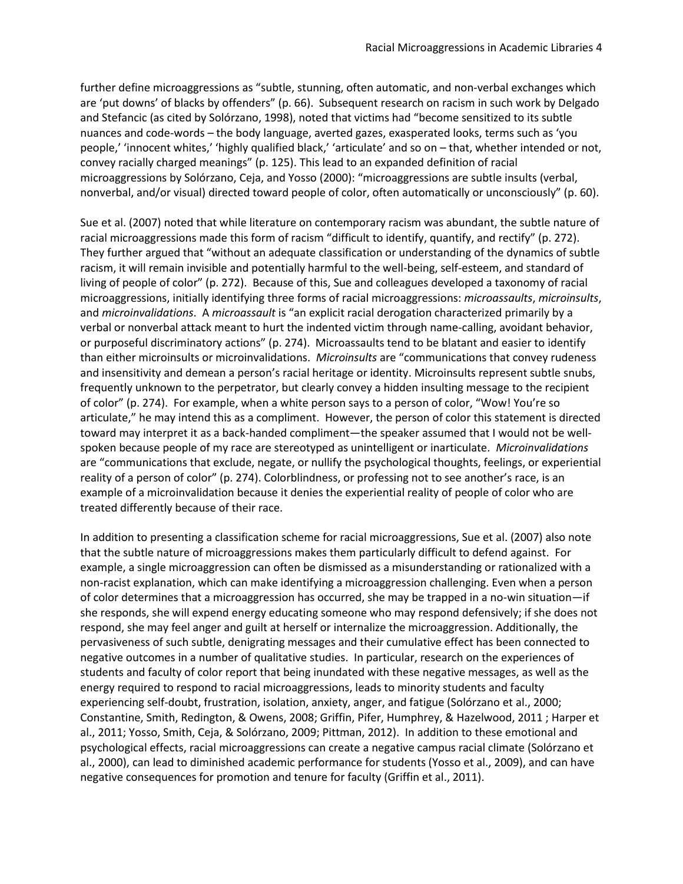further define microaggressions as "subtle, stunning, often automatic, and non-verbal exchanges which are 'put downs' of blacks by offenders" (p. 66). Subsequent research on racism in such work by Delgado and Stefancic (as cited by Solórzano, 1998), noted that victims had "become sensitized to its subtle nuances and code-words – the body language, averted gazes, exasperated looks, terms such as 'you people,' 'innocent whites,' 'highly qualified black,' 'articulate' and so on – that, whether intended or not, convey racially charged meanings" (p. 125). This lead to an expanded definition of racial microaggressions by Solórzano, Ceja, and Yosso (2000): "microaggressions are subtle insults (verbal, nonverbal, and/or visual) directed toward people of color, often automatically or unconsciously" (p. 60).

Sue et al. (2007) noted that while literature on contemporary racism was abundant, the subtle nature of racial microaggressions made this form of racism "difficult to identify, quantify, and rectify" (p. 272). They further argued that "without an adequate classification or understanding of the dynamics of subtle racism, it will remain invisible and potentially harmful to the well-being, self-esteem, and standard of living of people of color" (p. 272). Because of this, Sue and colleagues developed a taxonomy of racial microaggressions, initially identifying three forms of racial microaggressions: *microassaults*, *microinsults*, and *microinvalidations*. A *microassault* is "an explicit racial derogation characterized primarily by a verbal or nonverbal attack meant to hurt the indented victim through name-calling, avoidant behavior, or purposeful discriminatory actions" (p. 274). Microassaults tend to be blatant and easier to identify than either microinsults or microinvalidations. *Microinsults* are "communications that convey rudeness and insensitivity and demean a person's racial heritage or identity. Microinsults represent subtle snubs, frequently unknown to the perpetrator, but clearly convey a hidden insulting message to the recipient of color" (p. 274). For example, when a white person says to a person of color, "Wow! You're so articulate," he may intend this as a compliment. However, the person of color this statement is directed toward may interpret it as a back-handed compliment—the speaker assumed that I would not be well-spoken because people of my race are stereotyped as unintelligent or inarticulate. *Microinvalidations* are "communications that exclude, negate, or nullify the psychological thoughts, feelings, or experiential reality of a person of color" (p. 274). Colorblindness, or professing not to see another's race, is an example of a microinvalidation because it denies the experiential reality of people of color who are treated differently because of their race.

In addition to presenting a classification scheme for racial microaggressions, Sue et al. (2007) also note that the subtle nature of microaggressions makes them particularly difficult to defend against. For example, a single microaggression can often be dismissed as a misunderstanding or rationalized with a non-racist explanation, which can make identifying a microaggression challenging. Even when a person of color determines that a microaggression has occurred, she may be trapped in a no-win situation—if she responds, she will expend energy educating someone who may respond defensively; if she does not respond, she may feel anger and guilt at herself or internalize the microaggression. Additionally, the pervasiveness of such subtle, denigrating messages and their cumulative effect has been connected to negative outcomes in a number of qualitative studies. In particular, research on the experiences of students and faculty of color report that being inundated with these negative messages, as well as the energy required to respond to racial microaggressions, leads to minority students and faculty experiencing self-doubt, frustration, isolation, anxiety, anger, and fatigue (Solórzano et al., 2000; Constantine, Smith, Redington, & Owens, 2008; Griffin, Pifer, Humphrey, & Hazelwood, 2011 ; Harper et al., 2011; Yosso, Smith, Ceja, & Solórzano, 2009; Pittman, 2012). In addition to these emotional and psychological effects, racial microaggressions can create a negative campus racial climate (Solórzano et al., 2000), can lead to diminished academic performance for students (Yosso et al., 2009), and can have negative consequences for promotion and tenure for faculty (Griffin et al., 2011).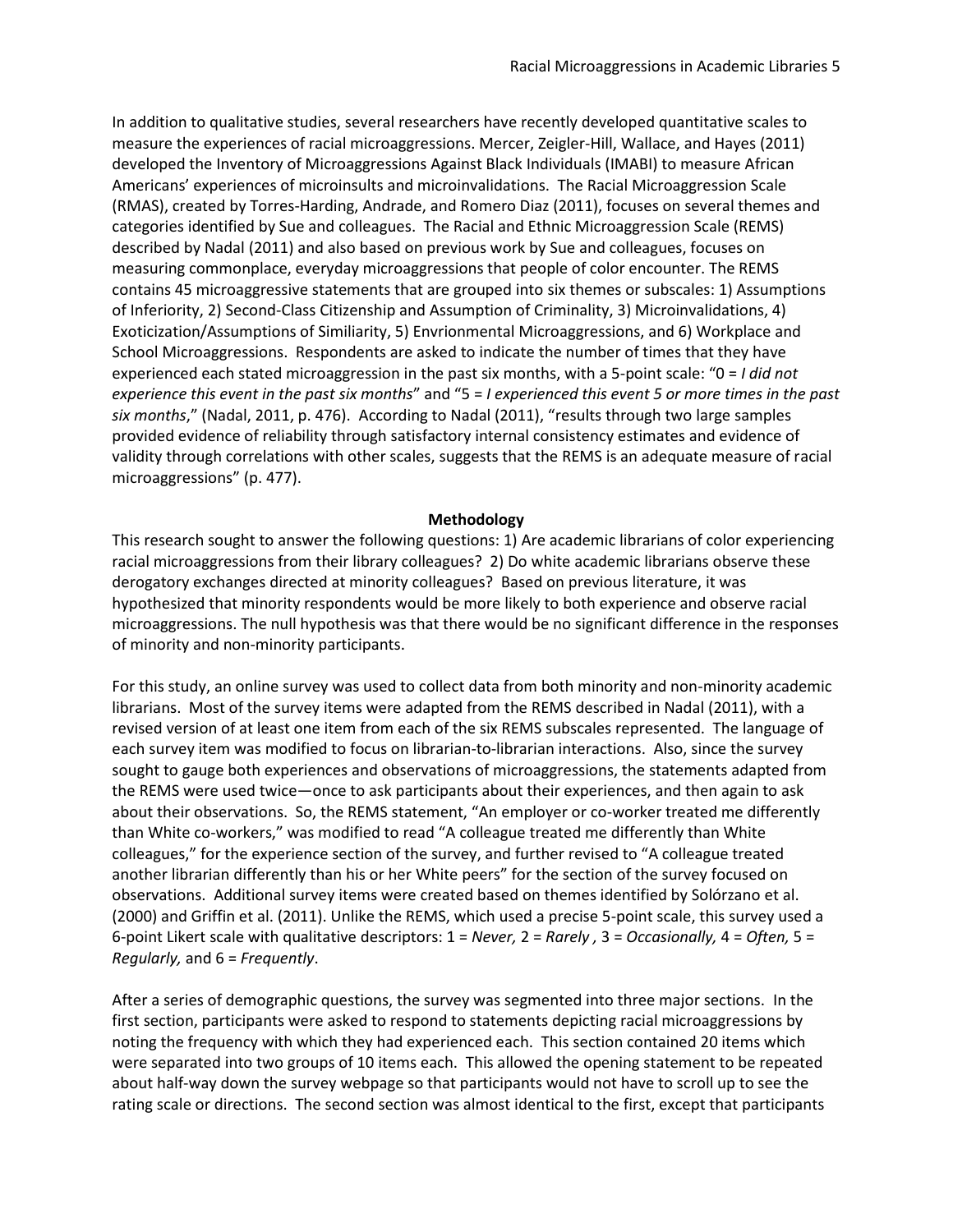In addition to qualitative studies, several researchers have recently developed quantitative scales to measure the experiences of racial microaggressions. Mercer, Zeigler-Hill, Wallace, and Hayes (2011) developed the Inventory of Microaggressions Against Black Individuals (IMABI) to measure African Americans' experiences of microinsults and microinvalidations. The Racial Microaggression Scale (RMAS), created by Torres-Harding, Andrade, and Romero Diaz (2011), focuses on several themes and categories identified by Sue and colleagues. The Racial and Ethnic Microaggression Scale (REMS) described by Nadal (2011) and also based on previous work by Sue and colleagues, focuses on measuring commonplace, everyday microaggressions that people of color encounter. The REMS contains 45 microaggressive statements that are grouped into six themes or subscales: 1) Assumptions of Inferiority, 2) Second-Class Citizenship and Assumption of Criminality, 3) Microinvalidations, 4) Exoticization/Assumptions of Similiarity, 5) Envrionmental Microaggressions, and 6) Workplace and School Microaggressions. Respondents are asked to indicate the number of times that they have experienced each stated microaggression in the past six months, with a 5-point scale: "0 = *I did not experience this event in the past six months*" and "5 = *I experienced this event 5 or more times in the past six months*," (Nadal, 2011, p. 476). According to Nadal (2011), "results through two large samples provided evidence of reliability through satisfactory internal consistency estimates and evidence of validity through correlations with other scales, suggests that the REMS is an adequate measure of racial microaggressions" (p. 477).

## Methodology

This research sought to answer the following questions: 1) Are academic librarians of color experiencing racial microaggressions from their library colleagues? 2) Do white academic librarians observe these derogatory exchanges directed at minority colleagues? Based on previous literature, it was hypothesized that minority respondents would be more likely to both experience and observe racial microaggressions. The null hypothesis was that there would be no significant difference in the responses of minority and non-minority participants.

For this study, an online survey was used to collect data from both minority and non-minority academic librarians. Most of the survey items were adapted from the REMS described in Nadal (2011), with a revised version of at least one item from each of the six REMS subscales represented. The language of each survey item was modified to focus on librarian-to-librarian interactions. Also, since the survey sought to gauge both experiences and observations of microaggressions, the statements adapted from the REMS were used twice—once to ask participants about their experiences, and then again to ask about their observations. So, the REMS statement, "An employer or co-worker treated me differently than White co-workers," was modified to read "A colleague treated me differently than White colleagues," for the experience section of the survey, and further revised to "A colleague treated another librarian differently than his or her White peers" for the section of the survey focused on observations. Additional survey items were created based on themes identified by Solórzano et al. (2000) and Griffin et al. (2011). Unlike the REMS, which used a precise 5-point scale, this survey used a 6-point Likert scale with qualitative descriptors: 1 = *Never,* 2 = *Rarely* , 3 = *Occasionally,* 4 = *Often,* 5 = *Regularly,* and 6 = *Frequently*.

After a series of demographic questions, the survey was segmented into three major sections. In the first section, participants were asked to respond to statements depicting racial microaggressions by noting the frequency with which they had experienced each. This section contained 20 items which were separated into two groups of 10 items each. This allowed the opening statement to be repeated about half-way down the survey webpage so that participants would not have to scroll up to see the rating scale or directions. The second section was almost identical to the first, except that participants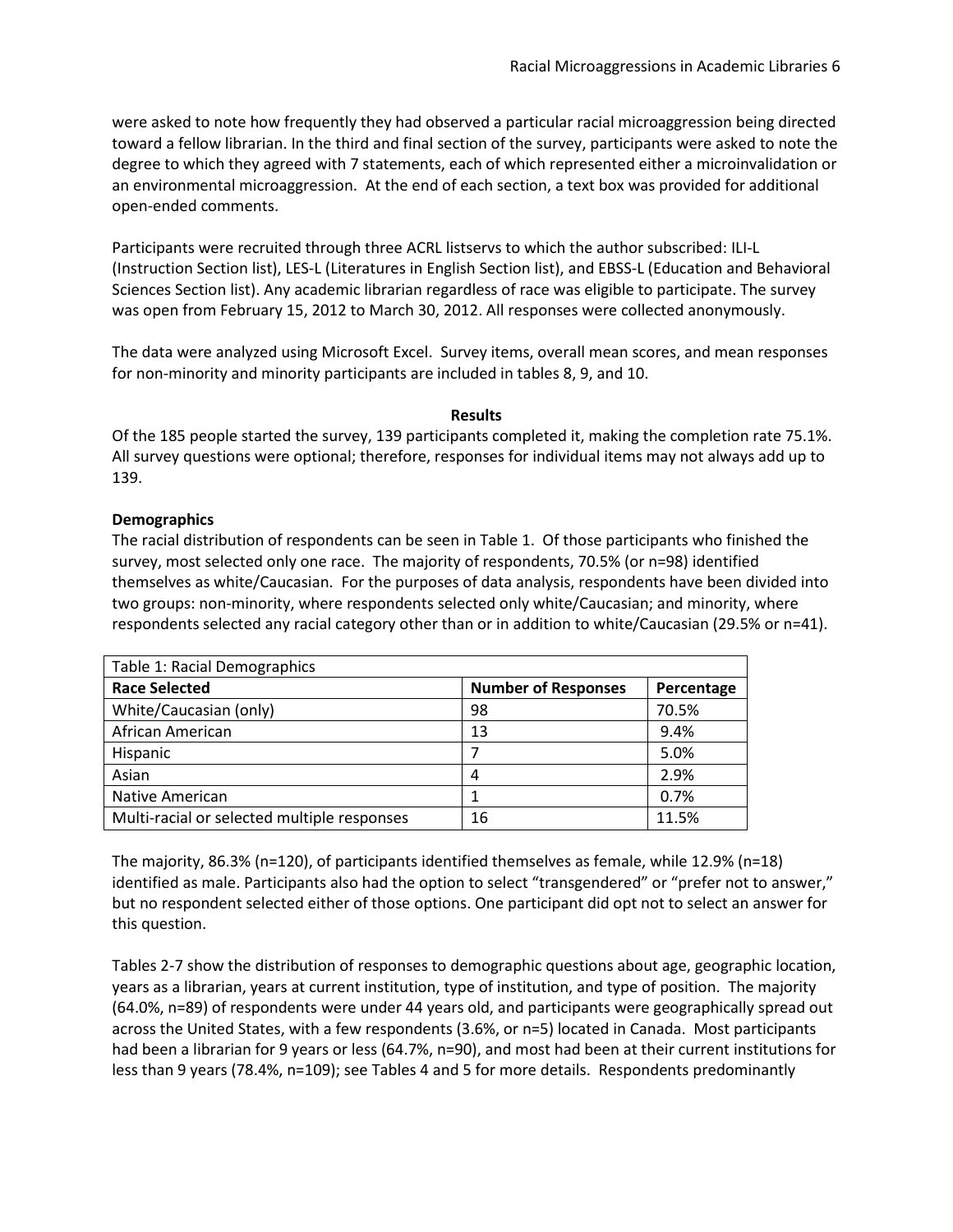were asked to note how frequently they had observed a particular racial microaggression being directed toward a fellow librarian. In the third and final section of the survey, participants were asked to note the degree to which they agreed with 7 statements, each of which represented either a microinvalidation or an environmental microaggression. At the end of each section, a text box was provided for additional open-ended comments.

Participants were recruited through three ACRL listservs to which the author subscribed: ILI-L (Instruction Section list), LES-L (Literatures in English Section list), and EBSS-L (Education and Behavioral Sciences Section list). Any academic librarian regardless of race was eligible to participate. The survey was open from February 15, 2012 to March 30, 2012. All responses were collected anonymously.

The data were analyzed using Microsoft Excel. Survey items, overall mean scores, and mean responses for non-minority and minority participants are included in tables 8, 9, and 10.

## Results

Of the 185 people started the survey, 139 participants completed it, making the completion rate 75.1%. All survey questions were optional; therefore, responses for individual items may not always add up to 139.

### Demographics

The racial distribution of respondents can be seen in Table 1. Of those participants who finished the survey, most selected only one race. The majority of respondents, 70.5% (or n=98) identified themselves as white/Caucasian. For the purposes of data analysis, respondents have been divided into two groups: non-minority, where respondents selected only white/Caucasian; and minority, where respondents selected any racial category other than or in addition to white/Caucasian (29.5% or n=41).

Table 1: Racial Demographics

| Race Selected | Number of Responses | Percentage |
|---|---|---|
| White/Caucasian (only) | 98 | 70.5% |
| African American | 13 | 9.4% |
| Hispanic | 7 | 5.0% |
| Asian | 4 | 2.9% |
| Native American | 1 | 0.7% |
| Multi-racial or selected multiple responses | 16 | 11.5% |

The majority, 86.3% (n=120), of participants identified themselves as female, while 12.9% (n=18) identified as male. Participants also had the option to select "transgendered" or "prefer not to answer," but no respondent selected either of those options. One participant did opt not to select an answer for this question.

Tables 2-7 show the distribution of responses to demographic questions about age, geographic location, years as a librarian, years at current institution, type of institution, and type of position. The majority (64.0%, n=89) of respondents were under 44 years old, and participants were geographically spread out across the United States, with a few respondents (3.6%, or n=5) located in Canada. Most participants had been a librarian for 9 years or less (64.7%, n=90), and most had been at their current institutions for less than 9 years (78.4%, n=109); see Tables 4 and 5 for more details. Respondents predominantly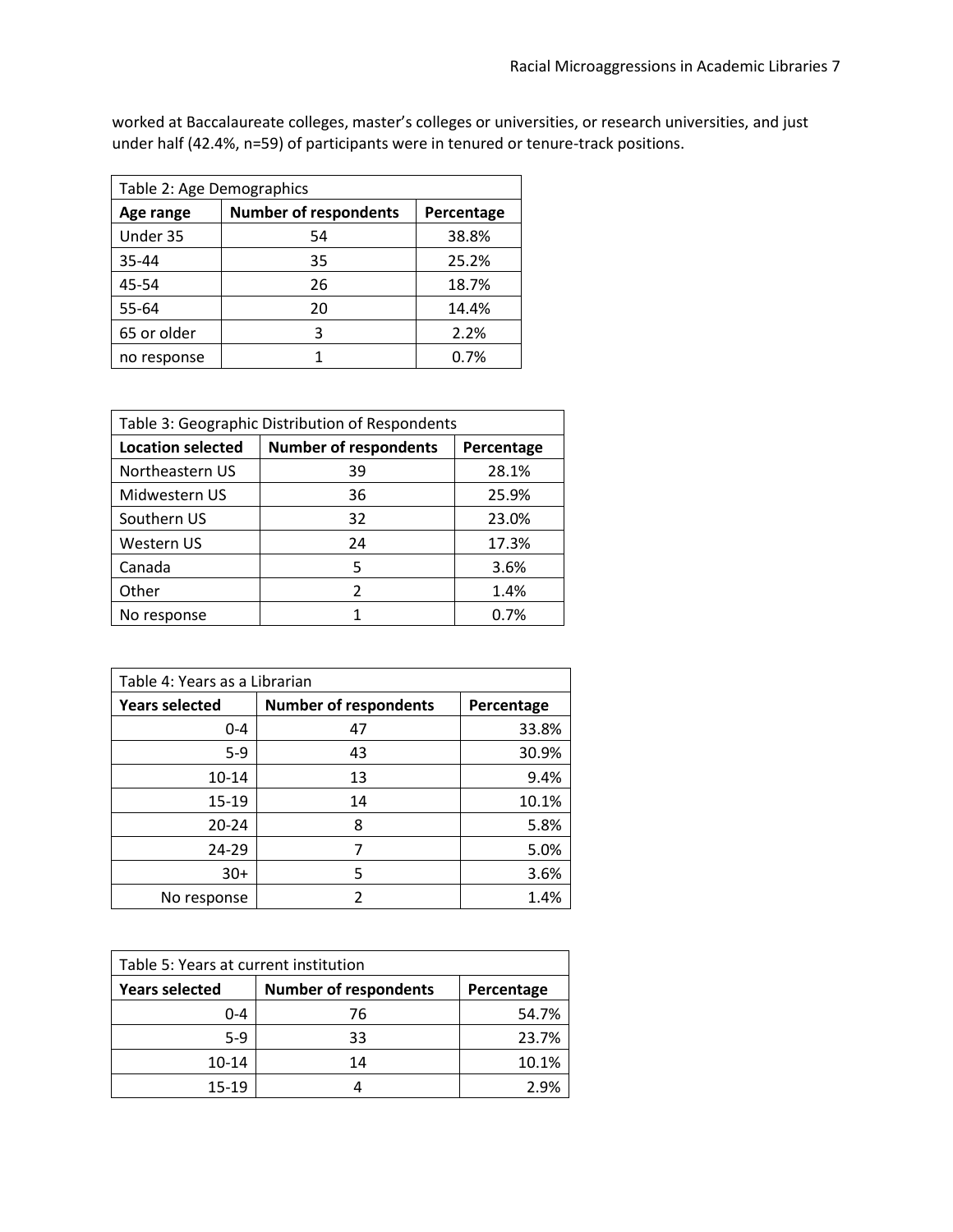worked at Baccalaureate colleges, master's colleges or universities, or research universities, and just under half (42.4%, n=59) of participants were in tenured or tenure-track positions.

| Table 2: Age Demographics | | |
|---|---|---|
| **Age range** | **Number of respondents** | **Percentage** |
| Under 35 | 54 | 38.8% |
| 35-44 | 35 | 25.2% |
| 45-54 | 26 | 18.7% |
| 55-64 | 20 | 14.4% |
| 65 or older | 3 | 2.2% |
| no response | 1 | 0.7% |

| Table 3: Geographic Distribution of Respondents | | |
|---|---|---|
| **Location selected** | **Number of respondents** | **Percentage** |
| Northeastern US | 39 | 28.1% |
| Midwestern US | 36 | 25.9% |
| Southern US | 32 | 23.0% |
| Western US | 24 | 17.3% |
| Canada | 5 | 3.6% |
| Other | 2 | 1.4% |
| No response | 1 | 0.7% |

| Table 4: Years as a Librarian | | |
|---|---|---|
| **Years selected** | **Number of respondents** | **Percentage** |
| 0-4 | 47 | 33.8% |
| 5-9 | 43 | 30.9% |
| 10-14 | 13 | 9.4% |
| 15-19 | 14 | 10.1% |
| 20-24 | 8 | 5.8% |
| 24-29 | 7 | 5.0% |
| 30+ | 5 | 3.6% |
| No response | 2 | 1.4% |

| Table 5: Years at current institution | | |
|---|---|---|
| **Years selected** | **Number of respondents** | **Percentage** |
| 0-4 | 76 | 54.7% |
| 5-9 | 33 | 23.7% |
| 10-14 | 14 | 10.1% |
| 15-19 | 4 | 2.9% |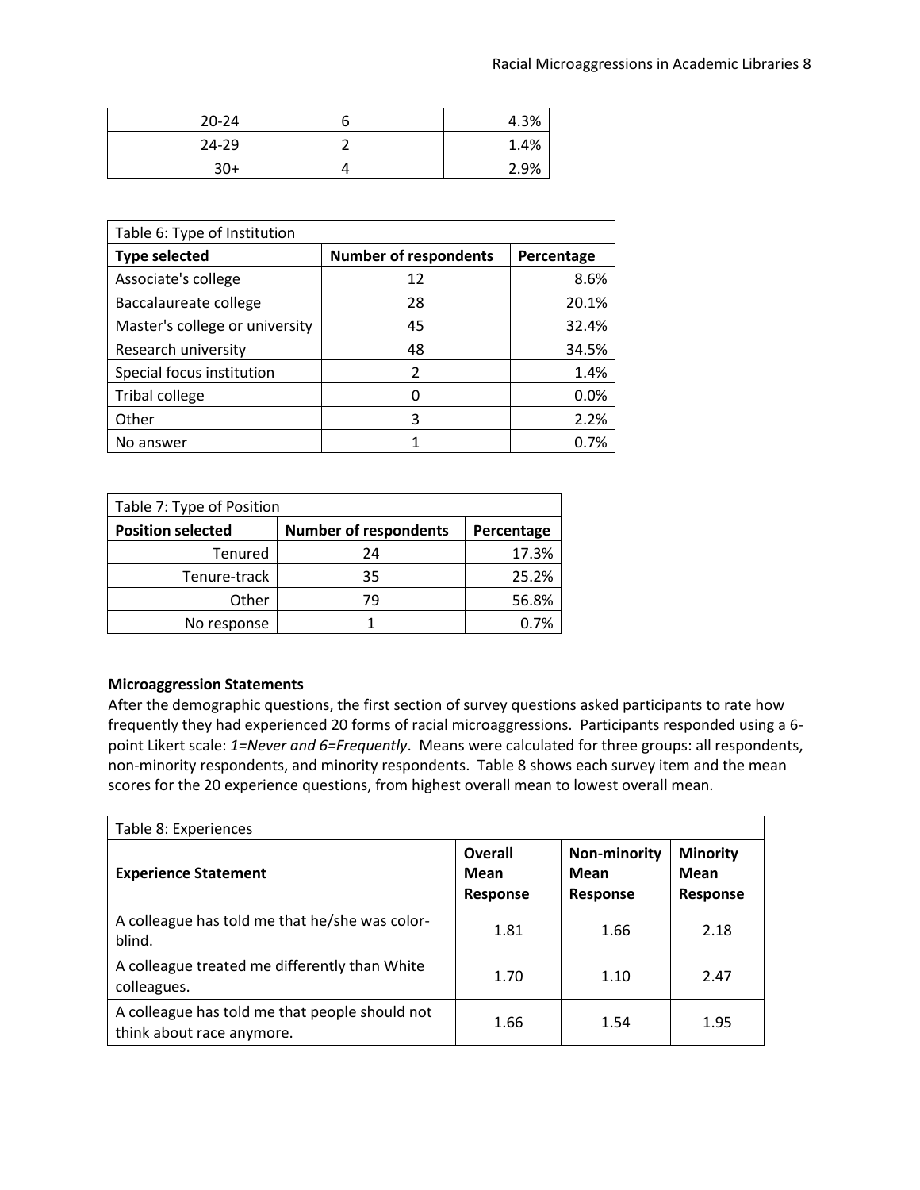| 20-24 | 6 | 4.3% |
| --- | --- | --- |
| 24-29 | 2 | 1.4% |
| 30+ | 4 | 2.9% |

| Table 6: Type of Institution | | |
| --- | --- | --- |
| **Type selected** | **Number of respondents** | **Percentage** |
| Associate's college | 12 | 8.6% |
| Baccalaureate college | 28 | 20.1% |
| Master's college or university | 45 | 32.4% |
| Research university | 48 | 34.5% |
| Special focus institution | 2 | 1.4% |
| Tribal college | 0 | 0.0% |
| Other | 3 | 2.2% |
| No answer | 1 | 0.7% |

| Table 7: Type of Position | | |
| --- | --- | --- |
| **Position selected** | **Number of respondents** | **Percentage** |
| Tenured | 24 | 17.3% |
| Tenure-track | 35 | 25.2% |
| Other | 79 | 56.8% |
| No response | 1 | 0.7% |

**Microaggression Statements**

After the demographic questions, the first section of survey questions asked participants to rate how frequently they had experienced 20 forms of racial microaggressions. Participants responded using a 6-point Likert scale: *1=Never and 6=Frequently*. Means were calculated for three groups: all respondents, non-minority respondents, and minority respondents. Table 8 shows each survey item and the mean scores for the 20 experience questions, from highest overall mean to lowest overall mean.

| Table 8: Experiences | | | |
| --- | --- | --- | --- |
| **Experience Statement** | **Overall Mean Response** | **Non-minority Mean Response** | **Minority Mean Response** |
| A colleague has told me that he/she was color-blind. | 1.81 | 1.66 | 2.18 |
| A colleague treated me differently than White colleagues. | 1.70 | 1.10 | 2.47 |
| A colleague has told me that people should not think about race anymore. | 1.66 | 1.54 | 1.95 |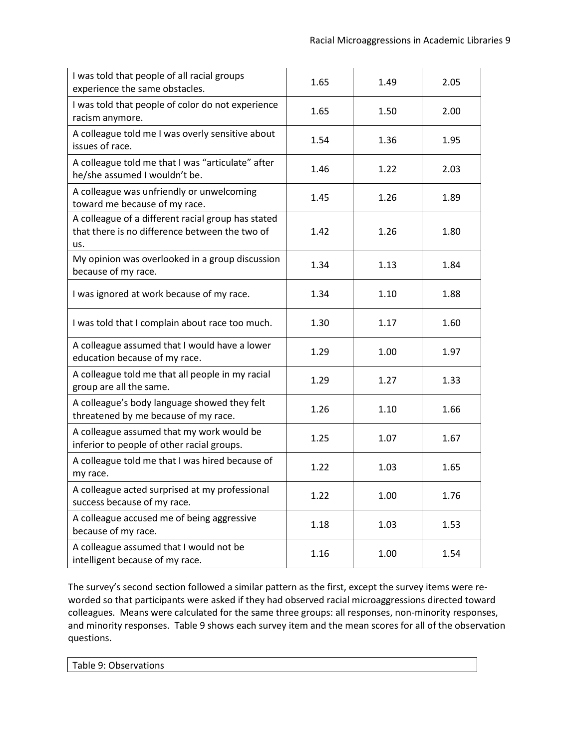| | | | |
|---|---|---|---|
| I was told that people of all racial groups experience the same obstacles. | 1.65 | 1.49 | 2.05 |
| I was told that people of color do not experience racism anymore. | 1.65 | 1.50 | 2.00 |
| A colleague told me I was overly sensitive about issues of race. | 1.54 | 1.36 | 1.95 |
| A colleague told me that I was "articulate" after he/she assumed I wouldn't be. | 1.46 | 1.22 | 2.03 |
| A colleague was unfriendly or unwelcoming toward me because of my race. | 1.45 | 1.26 | 1.89 |
| A colleague of a different racial group has stated that there is no difference between the two of us. | 1.42 | 1.26 | 1.80 |
| My opinion was overlooked in a group discussion because of my race. | 1.34 | 1.13 | 1.84 |
| I was ignored at work because of my race. | 1.34 | 1.10 | 1.88 |
| I was told that I complain about race too much. | 1.30 | 1.17 | 1.60 |
| A colleague assumed that I would have a lower education because of my race. | 1.29 | 1.00 | 1.97 |
| A colleague told me that all people in my racial group are all the same. | 1.29 | 1.27 | 1.33 |
| A colleague's body language showed they felt threatened by me because of my race. | 1.26 | 1.10 | 1.66 |
| A colleague assumed that my work would be inferior to people of other racial groups. | 1.25 | 1.07 | 1.67 |
| A colleague told me that I was hired because of my race. | 1.22 | 1.03 | 1.65 |
| A colleague acted surprised at my professional success because of my race. | 1.22 | 1.00 | 1.76 |
| A colleague accused me of being aggressive because of my race. | 1.18 | 1.03 | 1.53 |
| A colleague assumed that I would not be intelligent because of my race. | 1.16 | 1.00 | 1.54 |

The survey's second section followed a similar pattern as the first, except the survey items were re-worded so that participants were asked if they had observed racial microaggressions directed toward colleagues. Means were calculated for the same three groups: all responses, non-minority responses, and minority responses. Table 9 shows each survey item and the mean scores for all of the observation questions.

| Table 9: Observations |
|---|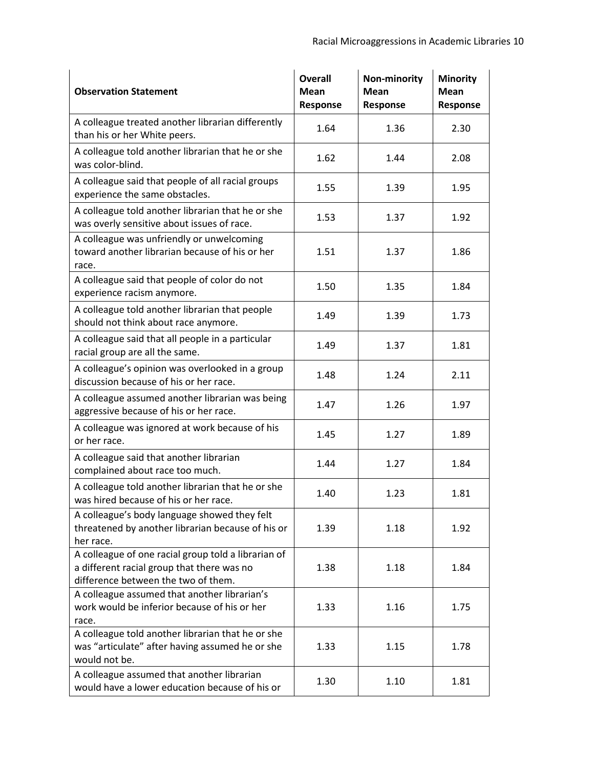| Observation Statement | Overall Mean Response | Non-minority Mean Response | Minority Mean Response |
|---|---|---|---|
| A colleague treated another librarian differently than his or her White peers. | 1.64 | 1.36 | 2.30 |
| A colleague told another librarian that he or she was color-blind. | 1.62 | 1.44 | 2.08 |
| A colleague said that people of all racial groups experience the same obstacles. | 1.55 | 1.39 | 1.95 |
| A colleague told another librarian that he or she was overly sensitive about issues of race. | 1.53 | 1.37 | 1.92 |
| A colleague was unfriendly or unwelcoming toward another librarian because of his or her race. | 1.51 | 1.37 | 1.86 |
| A colleague said that people of color do not experience racism anymore. | 1.50 | 1.35 | 1.84 |
| A colleague told another librarian that people should not think about race anymore. | 1.49 | 1.39 | 1.73 |
| A colleague said that all people in a particular racial group are all the same. | 1.49 | 1.37 | 1.81 |
| A colleague's opinion was overlooked in a group discussion because of his or her race. | 1.48 | 1.24 | 2.11 |
| A colleague assumed another librarian was being aggressive because of his or her race. | 1.47 | 1.26 | 1.97 |
| A colleague was ignored at work because of his or her race. | 1.45 | 1.27 | 1.89 |
| A colleague said that another librarian complained about race too much. | 1.44 | 1.27 | 1.84 |
| A colleague told another librarian that he or she was hired because of his or her race. | 1.40 | 1.23 | 1.81 |
| A colleague's body language showed they felt threatened by another librarian because of his or her race. | 1.39 | 1.18 | 1.92 |
| A colleague of one racial group told a librarian of a different racial group that there was no difference between the two of them. | 1.38 | 1.18 | 1.84 |
| A colleague assumed that another librarian's work would be inferior because of his or her race. | 1.33 | 1.16 | 1.75 |
| A colleague told another librarian that he or she was "articulate" after having assumed he or she would not be. | 1.33 | 1.15 | 1.78 |
| A colleague assumed that another librarian would have a lower education because of his or | 1.30 | 1.10 | 1.81 |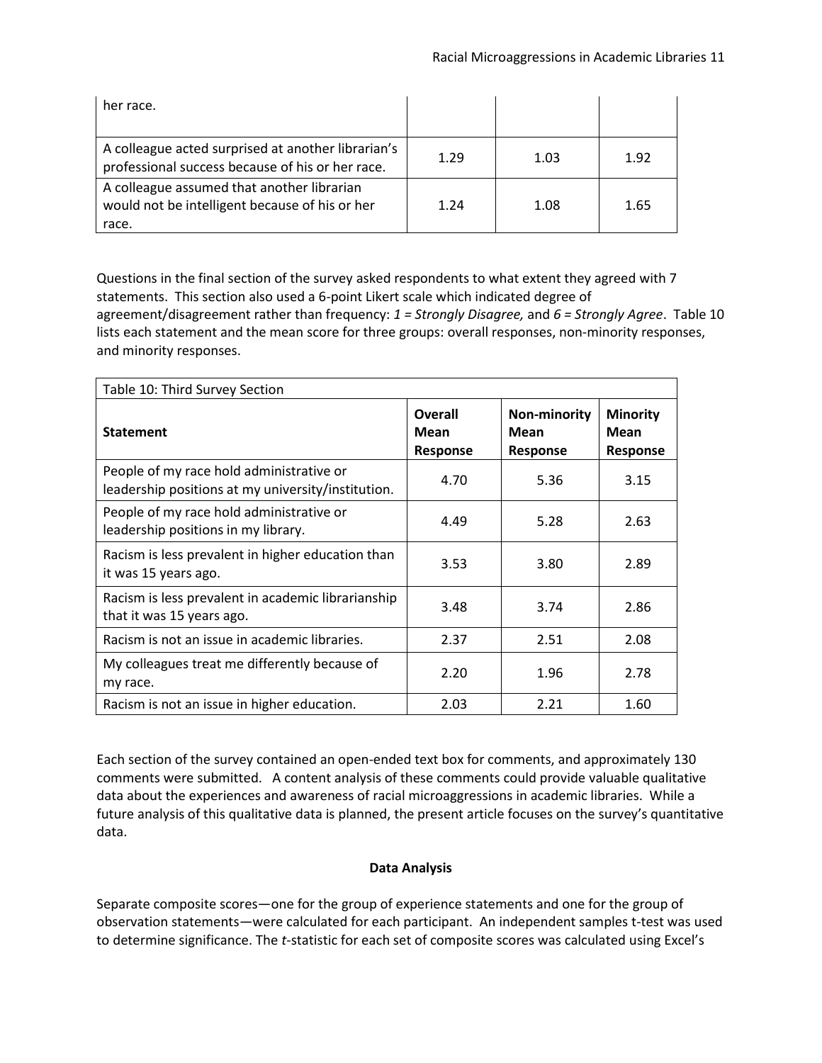| | | | |
|---|---|---|---|
| her race. | | | |
| A colleague acted surprised at another librarian's professional success because of his or her race. | 1.29 | 1.03 | 1.92 |
| A colleague assumed that another librarian would not be intelligent because of his or her race. | 1.24 | 1.08 | 1.65 |

Questions in the final section of the survey asked respondents to what extent they agreed with 7 statements. This section also used a 6-point Likert scale which indicated degree of agreement/disagreement rather than frequency: *1 = Strongly Disagree,* and *6 = Strongly Agree*. Table 10 lists each statement and the mean score for three groups: overall responses, non-minority responses, and minority responses.

Table 10: Third Survey Section

| **Statement** | **Overall Mean Response** | **Non-minority Mean Response** | **Minority Mean Response** |
|---|---|---|---|
| People of my race hold administrative or leadership positions at my university/institution. | 4.70 | 5.36 | 3.15 |
| People of my race hold administrative or leadership positions in my library. | 4.49 | 5.28 | 2.63 |
| Racism is less prevalent in higher education than it was 15 years ago. | 3.53 | 3.80 | 2.89 |
| Racism is less prevalent in academic librarianship that it was 15 years ago. | 3.48 | 3.74 | 2.86 |
| Racism is not an issue in academic libraries. | 2.37 | 2.51 | 2.08 |
| My colleagues treat me differently because of my race. | 2.20 | 1.96 | 2.78 |
| Racism is not an issue in higher education. | 2.03 | 2.21 | 1.60 |

Each section of the survey contained an open-ended text box for comments, and approximately 130 comments were submitted. A content analysis of these comments could provide valuable qualitative data about the experiences and awareness of racial microaggressions in academic libraries. While a future analysis of this qualitative data is planned, the present article focuses on the survey's quantitative data.

## Data Analysis

Separate composite scores—one for the group of experience statements and one for the group of observation statements—were calculated for each participant. An independent samples t-test was used to determine significance. The *t*-statistic for each set of composite scores was calculated using Excel's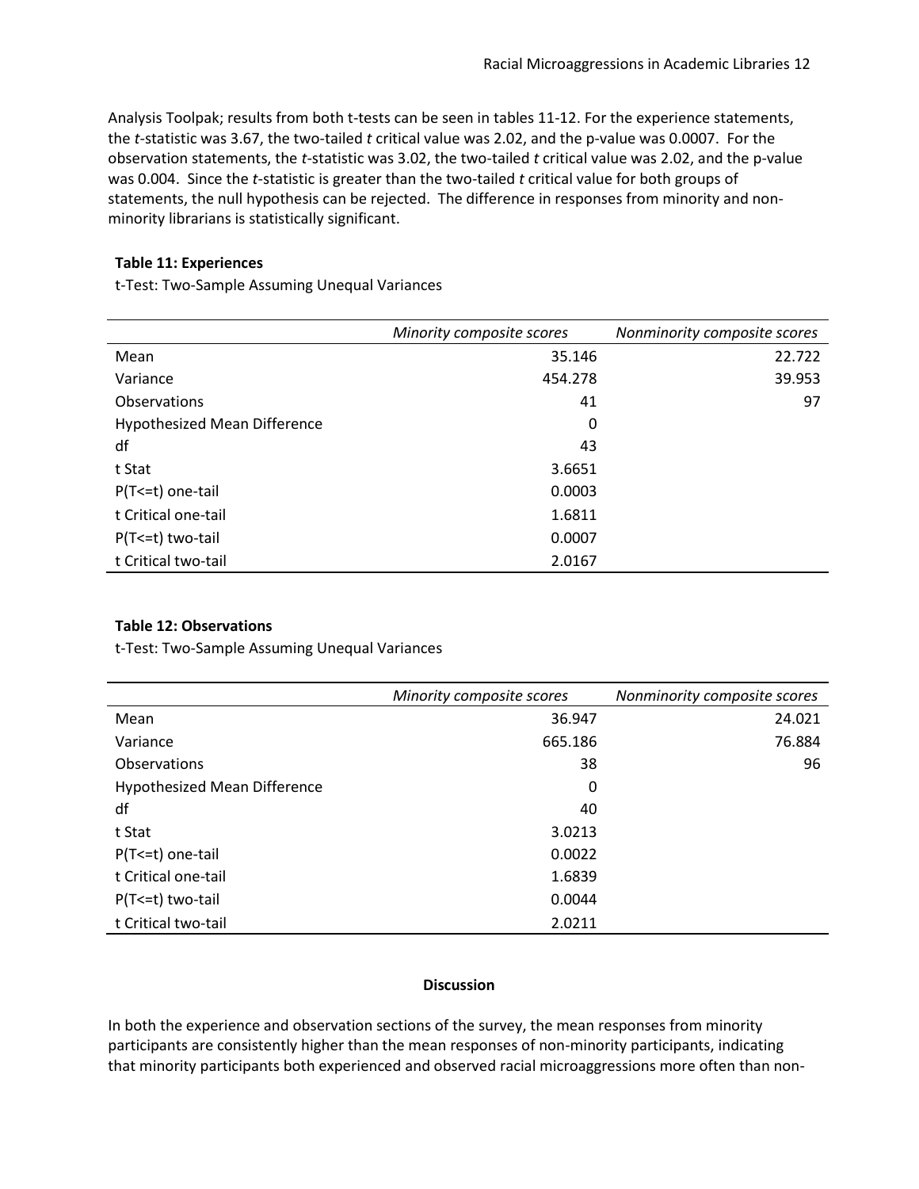Analysis Toolpak; results from both t-tests can be seen in tables 11-12. For the experience statements, the *t*-statistic was 3.67, the two-tailed *t* critical value was 2.02, and the p-value was 0.0007. For the observation statements, the *t*-statistic was 3.02, the two-tailed *t* critical value was 2.02, and the p-value was 0.004. Since the *t*-statistic is greater than the two-tailed *t* critical value for both groups of statements, the null hypothesis can be rejected. The difference in responses from minority and non-minority librarians is statistically significant.

**Table 11: Experiences**

t-Test: Two-Sample Assuming Unequal Variances

| | *Minority composite scores* | *Nonminority composite scores* |
|---|---:|---:|
| Mean | 35.146 | 22.722 |
| Variance | 454.278 | 39.953 |
| Observations | 41 | 97 |
| Hypothesized Mean Difference | 0 | |
| df | 43 | |
| t Stat | 3.6651 | |
| P(T<=t) one-tail | 0.0003 | |
| t Critical one-tail | 1.6811 | |
| P(T<=t) two-tail | 0.0007 | |
| t Critical two-tail | 2.0167 | |

**Table 12: Observations**

t-Test: Two-Sample Assuming Unequal Variances

| | *Minority composite scores* | *Nonminority composite scores* |
|---|---:|---:|
| Mean | 36.947 | 24.021 |
| Variance | 665.186 | 76.884 |
| Observations | 38 | 96 |
| Hypothesized Mean Difference | 0 | |
| df | 40 | |
| t Stat | 3.0213 | |
| P(T<=t) one-tail | 0.0022 | |
| t Critical one-tail | 1.6839 | |
| P(T<=t) two-tail | 0.0044 | |
| t Critical two-tail | 2.0211 | |

## Discussion

In both the experience and observation sections of the survey, the mean responses from minority participants are consistently higher than the mean responses of non-minority participants, indicating that minority participants both experienced and observed racial microaggressions more often than non-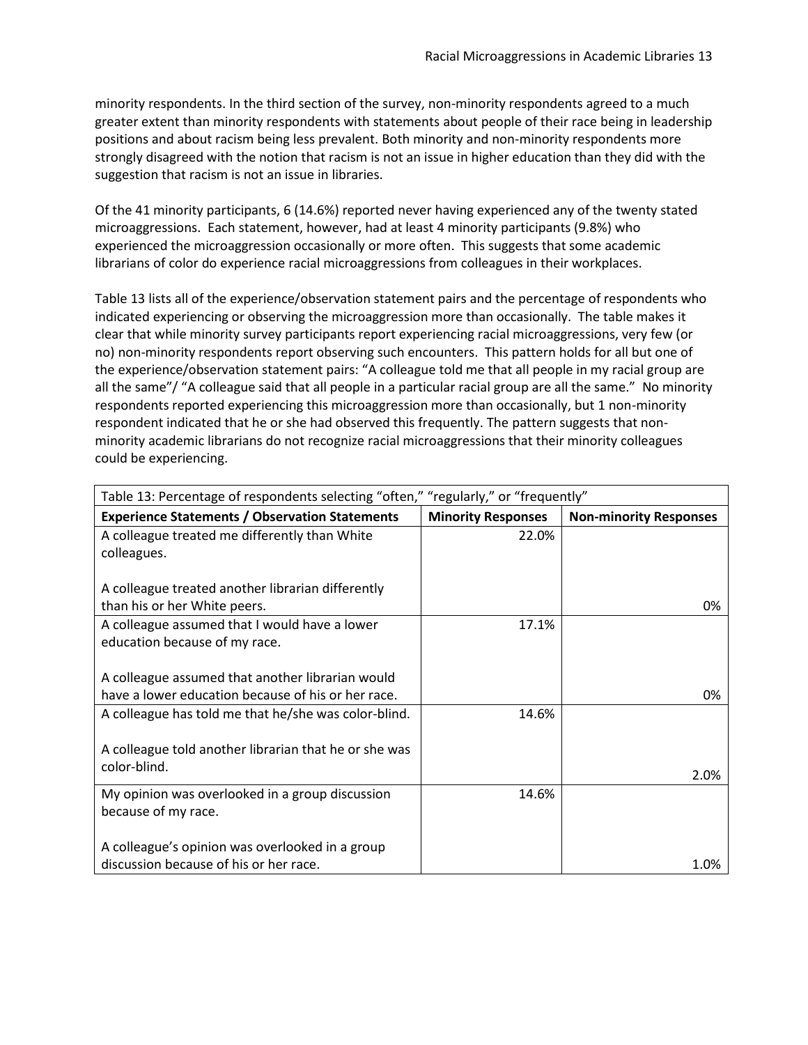minority respondents. In the third section of the survey, non-minority respondents agreed to a much greater extent than minority respondents with statements about people of their race being in leadership positions and about racism being less prevalent. Both minority and non-minority respondents more strongly disagreed with the notion that racism is not an issue in higher education than they did with the suggestion that racism is not an issue in libraries.

Of the 41 minority participants, 6 (14.6%) reported never having experienced any of the twenty stated microaggressions. Each statement, however, had at least 4 minority participants (9.8%) who experienced the microaggression occasionally or more often. This suggests that some academic librarians of color do experience racial microaggressions from colleagues in their workplaces.

Table 13 lists all of the experience/observation statement pairs and the percentage of respondents who indicated experiencing or observing the microaggression more than occasionally. The table makes it clear that while minority survey participants report experiencing racial microaggressions, very few (or no) non-minority respondents report observing such encounters. This pattern holds for all but one of the experience/observation statement pairs: "A colleague told me that all people in my racial group are all the same"/ "A colleague said that all people in a particular racial group are all the same." No minority respondents reported experiencing this microaggression more than occasionally, but 1 non-minority respondent indicated that he or she had observed this frequently. The pattern suggests that non-minority academic librarians do not recognize racial microaggressions that their minority colleagues could be experiencing.

Table 13: Percentage of respondents selecting "often," "regularly," or "frequently"

| Experience Statements / Observation Statements | Minority Responses | Non-minority Responses |
|---|---|---|
| A colleague treated me differently than White colleagues. | 22.0% | |
| A colleague treated another librarian differently than his or her White peers. | | 0% |
| A colleague assumed that I would have a lower education because of my race. | 17.1% | |
| A colleague assumed that another librarian would have a lower education because of his or her race. | | 0% |
| A colleague has told me that he/she was color-blind. | 14.6% | |
| A colleague told another librarian that he or she was color-blind. | | 2.0% |
| My opinion was overlooked in a group discussion because of my race. | 14.6% | |
| A colleague's opinion was overlooked in a group discussion because of his or her race. | | 1.0% |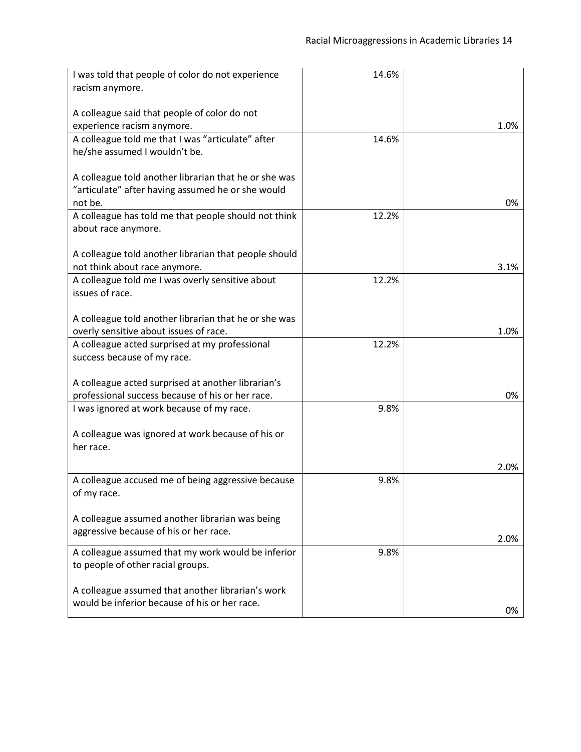| | | |
|---|---|---|
| I was told that people of color do not experience racism anymore.<br><br>A colleague said that people of color do not experience racism anymore. | 14.6% | 1.0% |
| A colleague told me that I was "articulate" after he/she assumed I wouldn't be.<br><br>A colleague told another librarian that he or she was "articulate" after having assumed he or she would not be. | 14.6% | 0% |
| A colleague has told me that people should not think about race anymore.<br><br>A colleague told another librarian that people should not think about race anymore. | 12.2% | 3.1% |
| A colleague told me I was overly sensitive about issues of race.<br><br>A colleague told another librarian that he or she was overly sensitive about issues of race. | 12.2% | 1.0% |
| A colleague acted surprised at my professional success because of my race.<br><br>A colleague acted surprised at another librarian's professional success because of his or her race. | 12.2% | 0% |
| I was ignored at work because of my race.<br><br>A colleague was ignored at work because of his or her race. | 9.8% | 2.0% |
| A colleague accused me of being aggressive because of my race.<br><br>A colleague assumed another librarian was being aggressive because of his or her race. | 9.8% | 2.0% |
| A colleague assumed that my work would be inferior to people of other racial groups.<br><br>A colleague assumed that another librarian's work would be inferior because of his or her race. | 9.8% | 0% |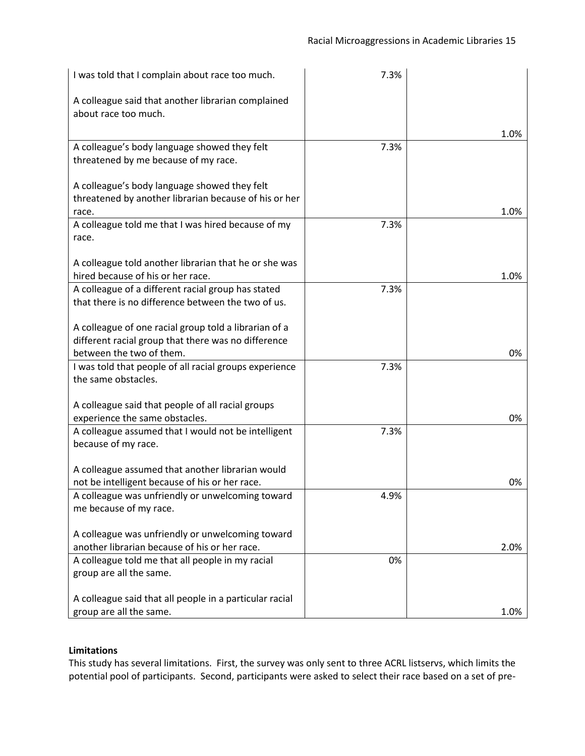| | | |
|---|---|---|
| I was told that I complain about race too much.<br><br>A colleague said that another librarian complained about race too much. | 7.3% | 1.0% |
| A colleague's body language showed they felt threatened by me because of my race.<br><br>A colleague's body language showed they felt threatened by another librarian because of his or her race. | 7.3% | 1.0% |
| A colleague told me that I was hired because of my race.<br><br>A colleague told another librarian that he or she was hired because of his or her race. | 7.3% | 1.0% |
| A colleague of a different racial group has stated that there is no difference between the two of us.<br><br>A colleague of one racial group told a librarian of a different racial group that there was no difference between the two of them. | 7.3% | 0% |
| I was told that people of all racial groups experience the same obstacles.<br><br>A colleague said that people of all racial groups experience the same obstacles. | 7.3% | 0% |
| A colleague assumed that I would not be intelligent because of my race.<br><br>A colleague assumed that another librarian would not be intelligent because of his or her race. | 7.3% | 0% |
| A colleague was unfriendly or unwelcoming toward me because of my race.<br><br>A colleague was unfriendly or unwelcoming toward another librarian because of his or her race. | 4.9% | 2.0% |
| A colleague told me that all people in my racial group are all the same.<br><br>A colleague said that all people in a particular racial group are all the same. | 0% | 1.0% |

**Limitations**

This study has several limitations. First, the survey was only sent to three ACRL listservs, which limits the potential pool of participants. Second, participants were asked to select their race based on a set of pre-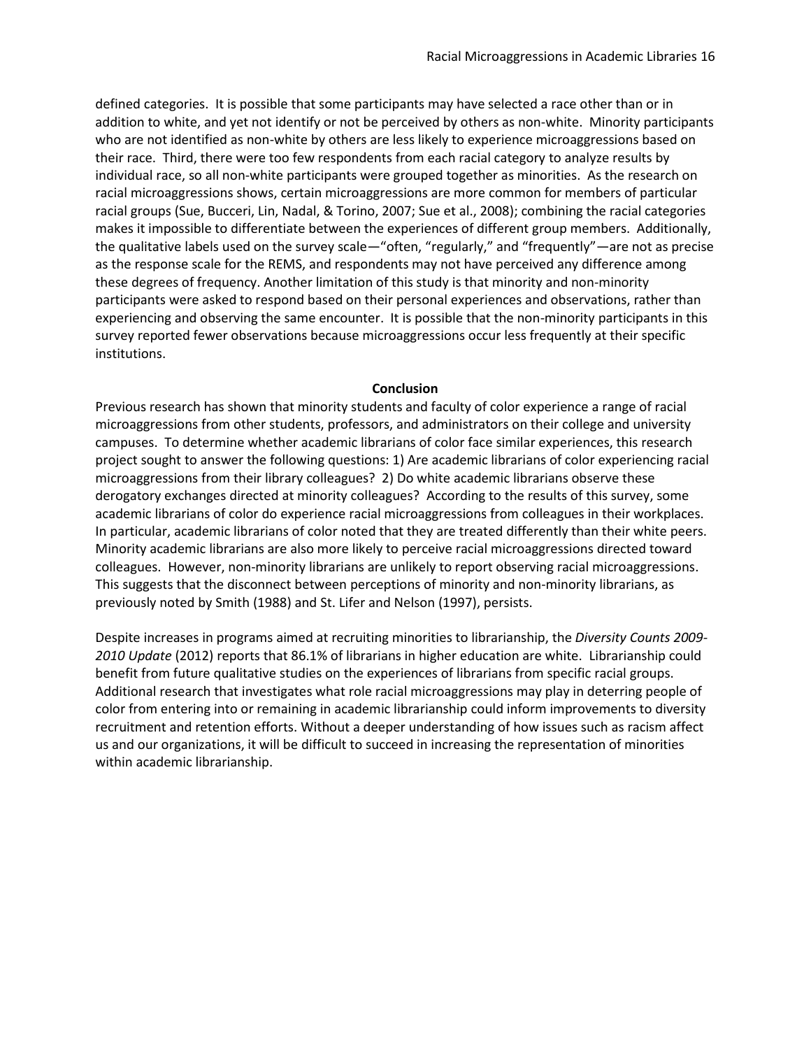defined categories. It is possible that some participants may have selected a race other than or in addition to white, and yet not identify or not be perceived by others as non-white. Minority participants who are not identified as non-white by others are less likely to experience microaggressions based on their race. Third, there were too few respondents from each racial category to analyze results by individual race, so all non-white participants were grouped together as minorities. As the research on racial microaggressions shows, certain microaggressions are more common for members of particular racial groups (Sue, Bucceri, Lin, Nadal, & Torino, 2007; Sue et al., 2008); combining the racial categories makes it impossible to differentiate between the experiences of different group members. Additionally, the qualitative labels used on the survey scale—"often, "regularly," and "frequently"—are not as precise as the response scale for the REMS, and respondents may not have perceived any difference among these degrees of frequency. Another limitation of this study is that minority and non-minority participants were asked to respond based on their personal experiences and observations, rather than experiencing and observing the same encounter. It is possible that the non-minority participants in this survey reported fewer observations because microaggressions occur less frequently at their specific institutions.

## Conclusion

Previous research has shown that minority students and faculty of color experience a range of racial microaggressions from other students, professors, and administrators on their college and university campuses. To determine whether academic librarians of color face similar experiences, this research project sought to answer the following questions: 1) Are academic librarians of color experiencing racial microaggressions from their library colleagues? 2) Do white academic librarians observe these derogatory exchanges directed at minority colleagues? According to the results of this survey, some academic librarians of color do experience racial microaggressions from colleagues in their workplaces. In particular, academic librarians of color noted that they are treated differently than their white peers. Minority academic librarians are also more likely to perceive racial microaggressions directed toward colleagues. However, non-minority librarians are unlikely to report observing racial microaggressions. This suggests that the disconnect between perceptions of minority and non-minority librarians, as previously noted by Smith (1988) and St. Lifer and Nelson (1997), persists.

Despite increases in programs aimed at recruiting minorities to librarianship, the *Diversity Counts 2009-2010 Update* (2012) reports that 86.1% of librarians in higher education are white. Librarianship could benefit from future qualitative studies on the experiences of librarians from specific racial groups. Additional research that investigates what role racial microaggressions may play in deterring people of color from entering into or remaining in academic librarianship could inform improvements to diversity recruitment and retention efforts. Without a deeper understanding of how issues such as racism affect us and our organizations, it will be difficult to succeed in increasing the representation of minorities within academic librarianship.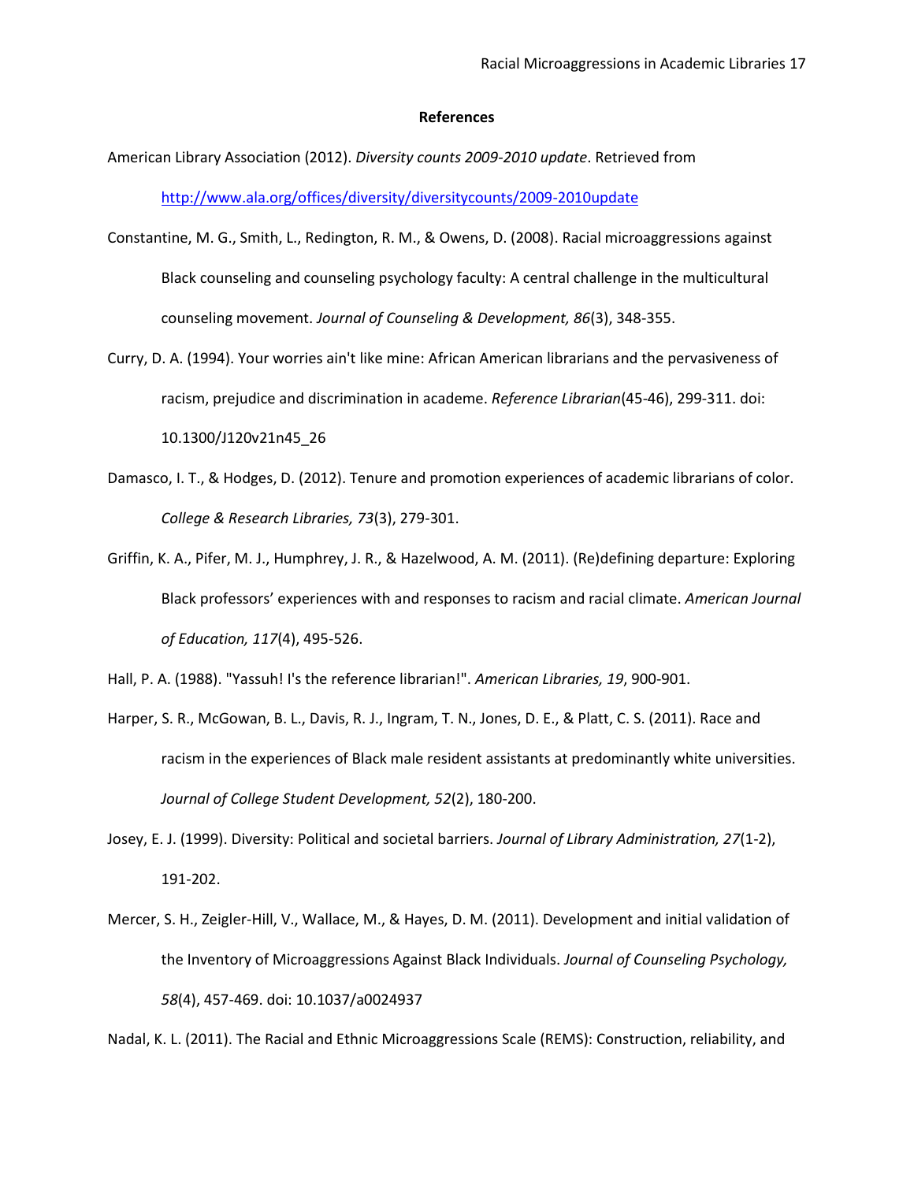## References

American Library Association (2012). *Diversity counts 2009-2010 update*. Retrieved from http://www.ala.org/offices/diversity/diversitycounts/2009-2010update

Constantine, M. G., Smith, L., Redington, R. M., & Owens, D. (2008). Racial microaggressions against Black counseling and counseling psychology faculty: A central challenge in the multicultural counseling movement. *Journal of Counseling & Development, 86*(3), 348-355.

Curry, D. A. (1994). Your worries ain't like mine: African American librarians and the pervasiveness of racism, prejudice and discrimination in academe. *Reference Librarian*(45-46), 299-311. doi: 10.1300/J120v21n45_26

Damasco, I. T., & Hodges, D. (2012). Tenure and promotion experiences of academic librarians of color. *College & Research Libraries, 73*(3), 279-301.

Griffin, K. A., Pifer, M. J., Humphrey, J. R., & Hazelwood, A. M. (2011). (Re)defining departure: Exploring Black professors' experiences with and responses to racism and racial climate. *American Journal of Education, 117*(4), 495-526.

Hall, P. A. (1988). "Yassuh! I's the reference librarian!". *American Libraries, 19*, 900-901.

Harper, S. R., McGowan, B. L., Davis, R. J., Ingram, T. N., Jones, D. E., & Platt, C. S. (2011). Race and racism in the experiences of Black male resident assistants at predominantly white universities. *Journal of College Student Development, 52*(2), 180-200.

Josey, E. J. (1999). Diversity: Political and societal barriers. *Journal of Library Administration, 27*(1-2), 191-202.

Mercer, S. H., Zeigler-Hill, V., Wallace, M., & Hayes, D. M. (2011). Development and initial validation of the Inventory of Microaggressions Against Black Individuals. *Journal of Counseling Psychology, 58*(4), 457-469. doi: 10.1037/a0024937

Nadal, K. L. (2011). The Racial and Ethnic Microaggressions Scale (REMS): Construction, reliability, and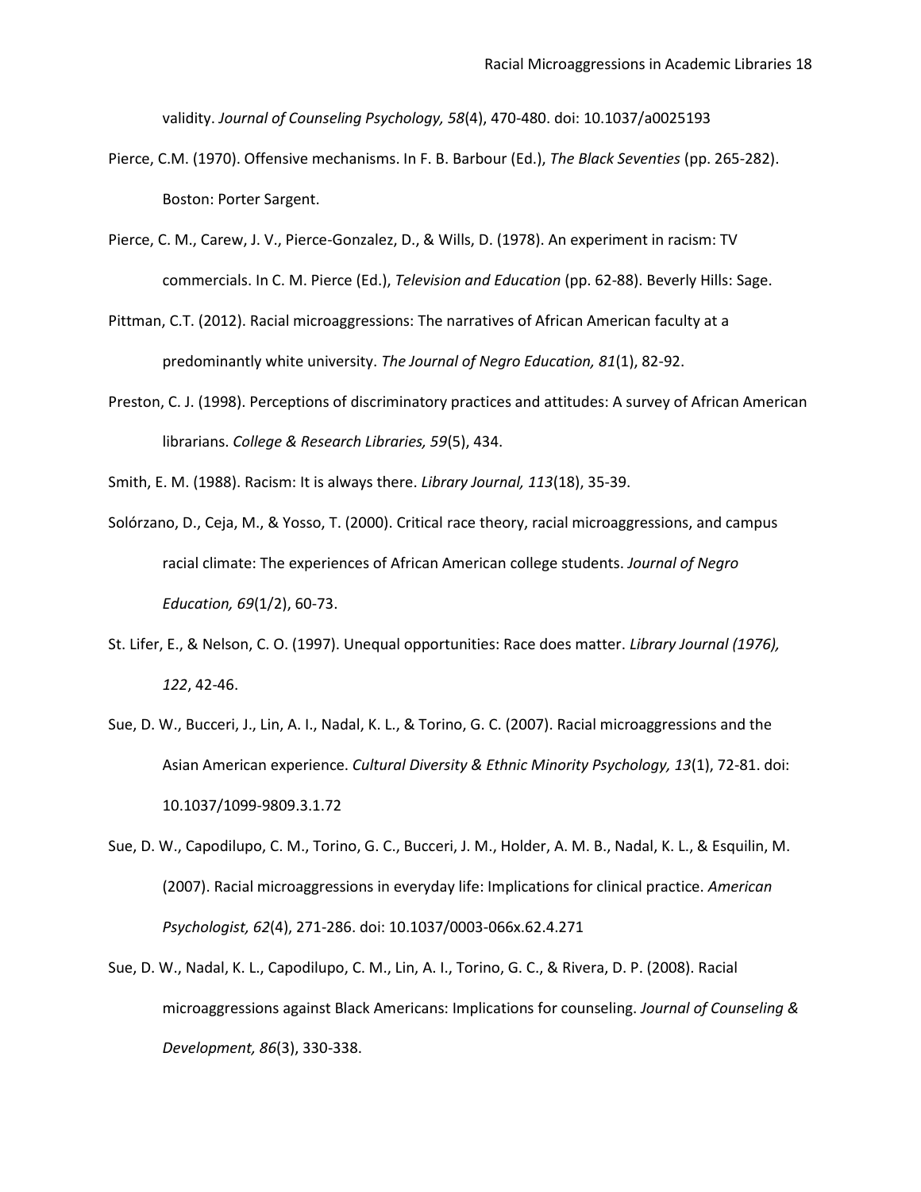validity. *Journal of Counseling Psychology, 58*(4), 470-480. doi: 10.1037/a0025193

Pierce, C.M. (1970). Offensive mechanisms. In F. B. Barbour (Ed.), *The Black Seventies* (pp. 265-282). Boston: Porter Sargent.

Pierce, C. M., Carew, J. V., Pierce-Gonzalez, D., & Wills, D. (1978). An experiment in racism: TV commercials. In C. M. Pierce (Ed.), *Television and Education* (pp. 62-88). Beverly Hills: Sage.

Pittman, C.T. (2012). Racial microaggressions: The narratives of African American faculty at a predominantly white university. *The Journal of Negro Education, 81*(1), 82-92.

Preston, C. J. (1998). Perceptions of discriminatory practices and attitudes: A survey of African American librarians. *College & Research Libraries, 59*(5), 434.

Smith, E. M. (1988). Racism: It is always there. *Library Journal, 113*(18), 35-39.

Solórzano, D., Ceja, M., & Yosso, T. (2000). Critical race theory, racial microaggressions, and campus racial climate: The experiences of African American college students. *Journal of Negro Education, 69*(1/2), 60-73.

St. Lifer, E., & Nelson, C. O. (1997). Unequal opportunities: Race does matter. *Library Journal (1976), 122*, 42-46.

Sue, D. W., Bucceri, J., Lin, A. I., Nadal, K. L., & Torino, G. C. (2007). Racial microaggressions and the Asian American experience. *Cultural Diversity & Ethnic Minority Psychology, 13*(1), 72-81. doi: 10.1037/1099-9809.3.1.72

Sue, D. W., Capodilupo, C. M., Torino, G. C., Bucceri, J. M., Holder, A. M. B., Nadal, K. L., & Esquilin, M. (2007). Racial microaggressions in everyday life: Implications for clinical practice. *American Psychologist, 62*(4), 271-286. doi: 10.1037/0003-066x.62.4.271

Sue, D. W., Nadal, K. L., Capodilupo, C. M., Lin, A. I., Torino, G. C., & Rivera, D. P. (2008). Racial microaggressions against Black Americans: Implications for counseling. *Journal of Counseling & Development, 86*(3), 330-338.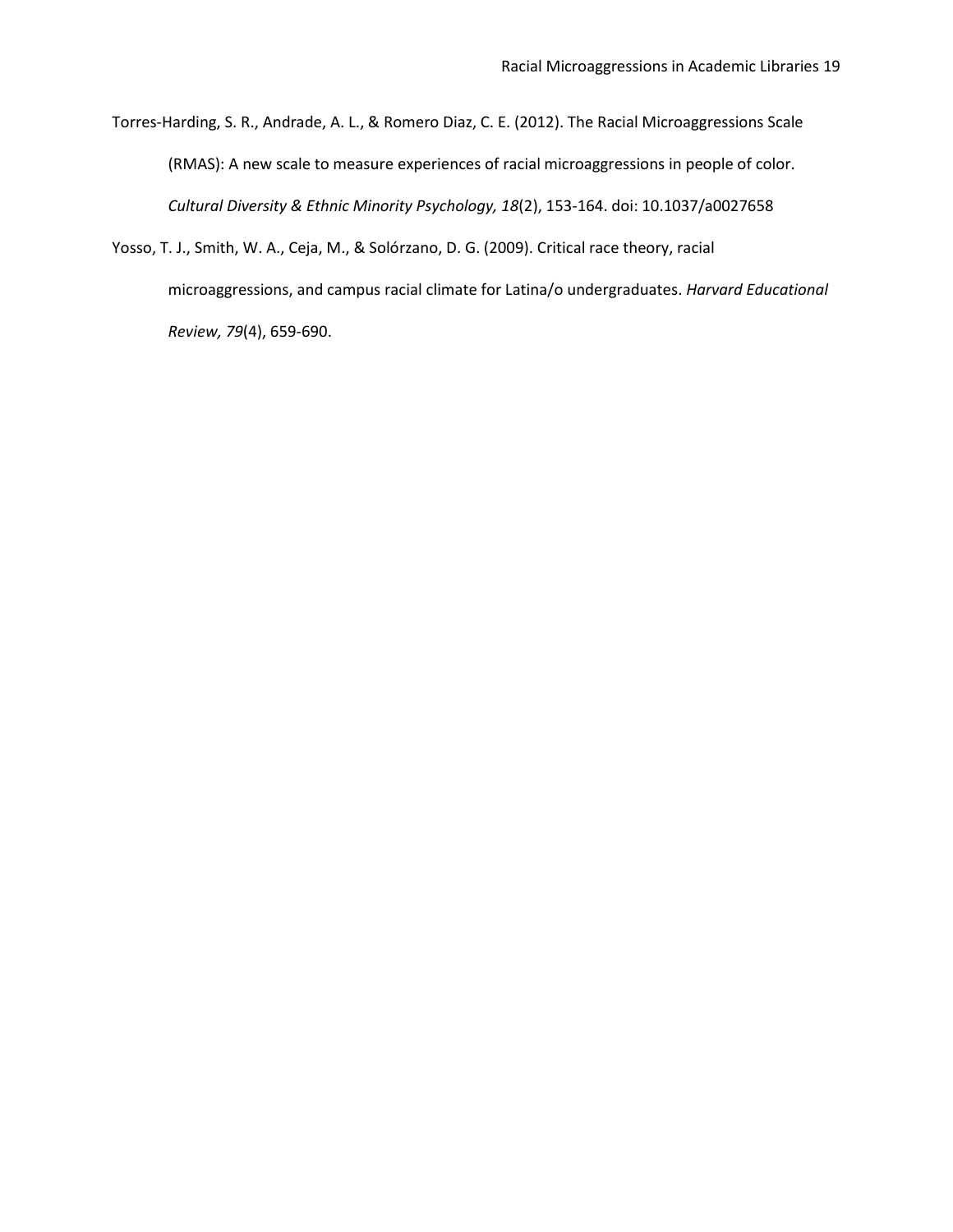Torres-Harding, S. R., Andrade, A. L., & Romero Diaz, C. E. (2012). The Racial Microaggressions Scale (RMAS): A new scale to measure experiences of racial microaggressions in people of color. *Cultural Diversity & Ethnic Minority Psychology, 18*(2), 153-164. doi: 10.1037/a0027658

Yosso, T. J., Smith, W. A., Ceja, M., & Solórzano, D. G. (2009). Critical race theory, racial microaggressions, and campus racial climate for Latina/o undergraduates. *Harvard Educational Review, 79*(4), 659-690.